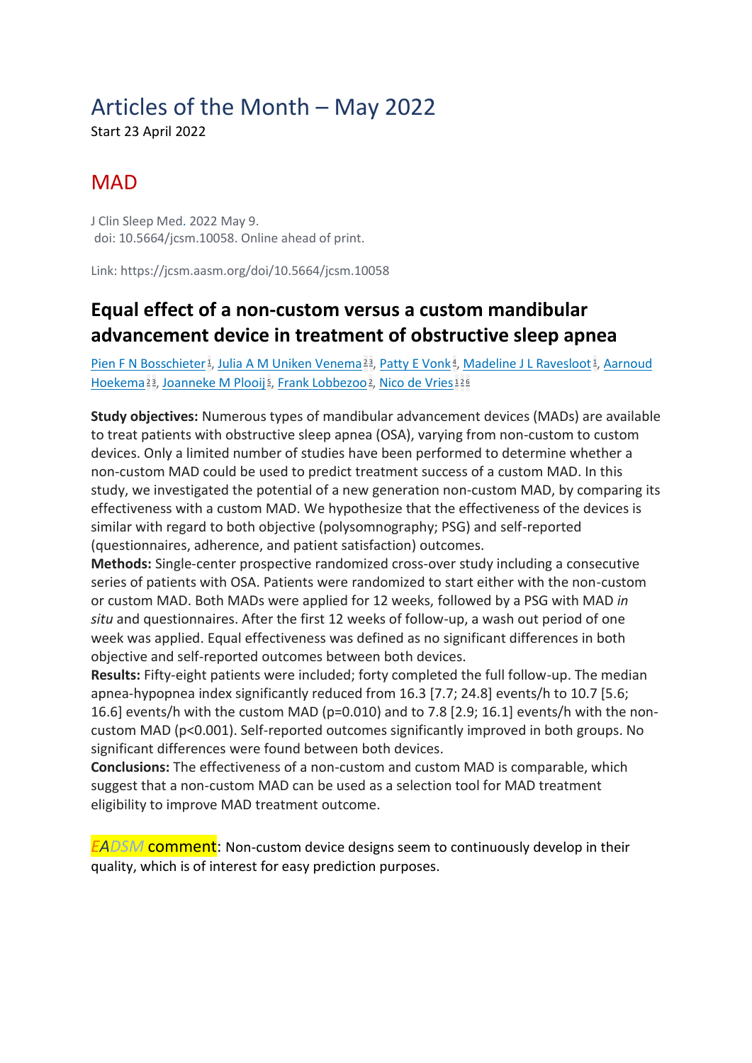# Articles of the Month – May 2022

Start 23 April 2022

## MAD

J Clin Sleep Med. 2022 May 9.
doi: 10.5664/jcsm.10058. Online ahead of print.

Link: https://jcsm.aasm.org/doi/10.5664/jcsm.10058

### Equal effect of a non-custom versus a custom mandibular advancement device in treatment of obstructive sleep apnea

Pien F N Bosschieter[1], Julia A M Uniken Venema[2,3], Patty E Vonk[4], Madeline J L Ravesloot[1], Aarnoud Hoekema[2,3], Joanneke M Plooij[5], Frank Lobbezoo[2], Nico de Vries[1,2,6]

**Study objectives:** Numerous types of mandibular advancement devices (MADs) are available to treat patients with obstructive sleep apnea (OSA), varying from non-custom to custom devices. Only a limited number of studies have been performed to determine whether a non-custom MAD could be used to predict treatment success of a custom MAD. In this study, we investigated the potential of a new generation non-custom MAD, by comparing its effectiveness with a custom MAD. We hypothesize that the effectiveness of the devices is similar with regard to both objective (polysomnography; PSG) and self-reported (questionnaires, adherence, and patient satisfaction) outcomes.

**Methods:** Single-center prospective randomized cross-over study including a consecutive series of patients with OSA. Patients were randomized to start either with the non-custom or custom MAD. Both MADs were applied for 12 weeks, followed by a PSG with MAD *in situ* and questionnaires. After the first 12 weeks of follow-up, a wash out period of one week was applied. Equal effectiveness was defined as no significant differences in both objective and self-reported outcomes between both devices.

**Results:** Fifty-eight patients were included; forty completed the full follow-up. The median apnea-hypopnea index significantly reduced from 16.3 [7.7; 24.8] events/h to 10.7 [5.6; 16.6] events/h with the custom MAD (p=0.010) and to 7.8 [2.9; 16.1] events/h with the non-custom MAD (p<0.001). Self-reported outcomes significantly improved in both groups. No significant differences were found between both devices.

**Conclusions:** The effectiveness of a non-custom and custom MAD is comparable, which suggest that a non-custom MAD can be used as a selection tool for MAD treatment eligibility to improve MAD treatment outcome.

*EADSM* comment: Non-custom device designs seem to continuously develop in their quality, which is of interest for easy prediction purposes.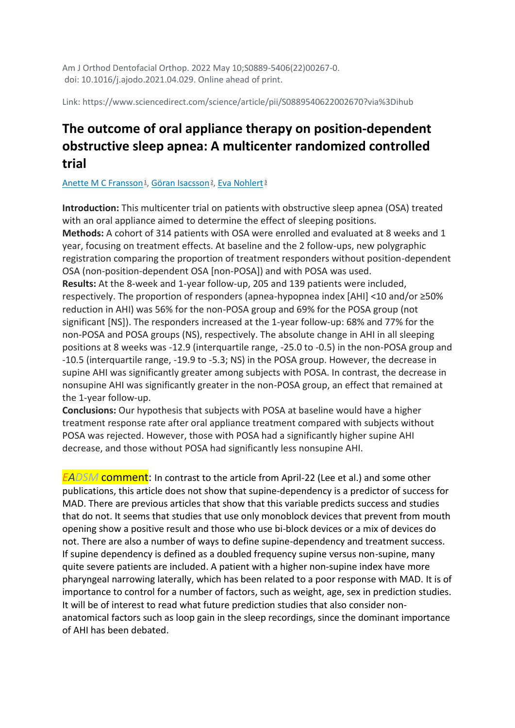Am J Orthod Dentofacial Orthop. 2022 May 10;S0889-5406(22)00267-0.
doi: 10.1016/j.ajodo.2021.04.029. Online ahead of print.

Link: https://www.sciencedirect.com/science/article/pii/S0889540622002670?via%3Dihub

# The outcome of oral appliance therapy on position-dependent obstructive sleep apnea: A multicenter randomized controlled trial

Anette M C Fransson[1], Göran Isacsson[2], Eva Nohlert[3]

**Introduction:** This multicenter trial on patients with obstructive sleep apnea (OSA) treated with an oral appliance aimed to determine the effect of sleeping positions.
**Methods:** A cohort of 314 patients with OSA were enrolled and evaluated at 8 weeks and 1 year, focusing on treatment effects. At baseline and the 2 follow-ups, new polygraphic registration comparing the proportion of treatment responders without position-dependent OSA (non-position-dependent OSA [non-POSA]) and with POSA was used.
**Results:** At the 8-week and 1-year follow-up, 205 and 139 patients were included, respectively. The proportion of responders (apnea-hypopnea index [AHI] <10 and/or ≥50% reduction in AHI) was 56% for the non-POSA group and 69% for the POSA group (not significant [NS]). The responders increased at the 1-year follow-up: 68% and 77% for the non-POSA and POSA groups (NS), respectively. The absolute change in AHI in all sleeping positions at 8 weeks was -12.9 (interquartile range, -25.0 to -0.5) in the non-POSA group and -10.5 (interquartile range, -19.9 to -5.3; NS) in the POSA group. However, the decrease in supine AHI was significantly greater among subjects with POSA. In contrast, the decrease in nonsupine AHI was significantly greater in the non-POSA group, an effect that remained at the 1-year follow-up.
**Conclusions:** Our hypothesis that subjects with POSA at baseline would have a higher treatment response rate after oral appliance treatment compared with subjects without POSA was rejected. However, those with POSA had a significantly higher supine AHI decrease, and those without POSA had significantly less nonsupine AHI.

*EADSM* comment: In contrast to the article from April-22 (Lee et al.) and some other publications, this article does not show that supine-dependency is a predictor of success for MAD. There are previous articles that show that this variable predicts success and studies that do not. It seems that studies that use only monoblock devices that prevent from mouth opening show a positive result and those who use bi-block devices or a mix of devices do not. There are also a number of ways to define supine-dependency and treatment success. If supine dependency is defined as a doubled frequency supine versus non-supine, many quite severe patients are included. A patient with a higher non-supine index have more pharyngeal narrowing laterally, which has been related to a poor response with MAD. It is of importance to control for a number of factors, such as weight, age, sex in prediction studies. It will be of interest to read what future prediction studies that also consider non-anatomical factors such as loop gain in the sleep recordings, since the dominant importance of AHI has been debated.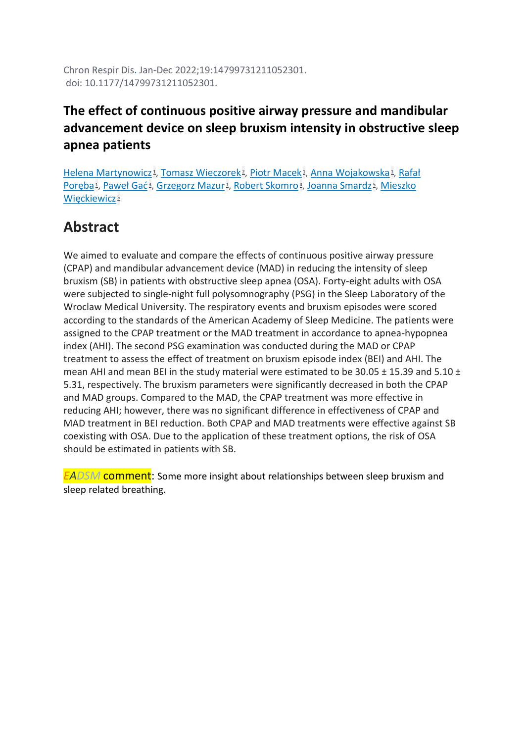Chron Respir Dis. Jan-Dec 2022;19:14799731211052301.
doi: 10.1177/14799731211052301.

# The effect of continuous positive airway pressure and mandibular advancement device on sleep bruxism intensity in obstructive sleep apnea patients

Helena Martynowicz[1], Tomasz Wieczorek[2], Piotr Macek[1], Anna Wojakowska[1], Rafał Poręba[1], Paweł Gać[3], Grzegorz Mazur[1], Robert Skomro[4], Joanna Smardz[5], Mieszko Więckiewicz[5]

## Abstract

We aimed to evaluate and compare the effects of continuous positive airway pressure (CPAP) and mandibular advancement device (MAD) in reducing the intensity of sleep bruxism (SB) in patients with obstructive sleep apnea (OSA). Forty-eight adults with OSA were subjected to single-night full polysomnography (PSG) in the Sleep Laboratory of the Wroclaw Medical University. The respiratory events and bruxism episodes were scored according to the standards of the American Academy of Sleep Medicine. The patients were assigned to the CPAP treatment or the MAD treatment in accordance to apnea-hypopnea index (AHI). The second PSG examination was conducted during the MAD or CPAP treatment to assess the effect of treatment on bruxism episode index (BEI) and AHI. The mean AHI and mean BEI in the study material were estimated to be 30.05 ± 15.39 and 5.10 ± 5.31, respectively. The bruxism parameters were significantly decreased in both the CPAP and MAD groups. Compared to the MAD, the CPAP treatment was more effective in reducing AHI; however, there was no significant difference in effectiveness of CPAP and MAD treatment in BEI reduction. Both CPAP and MAD treatments were effective against SB coexisting with OSA. Due to the application of these treatment options, the risk of OSA should be estimated in patients with SB.

EADSM comment: Some more insight about relationships between sleep bruxism and sleep related breathing.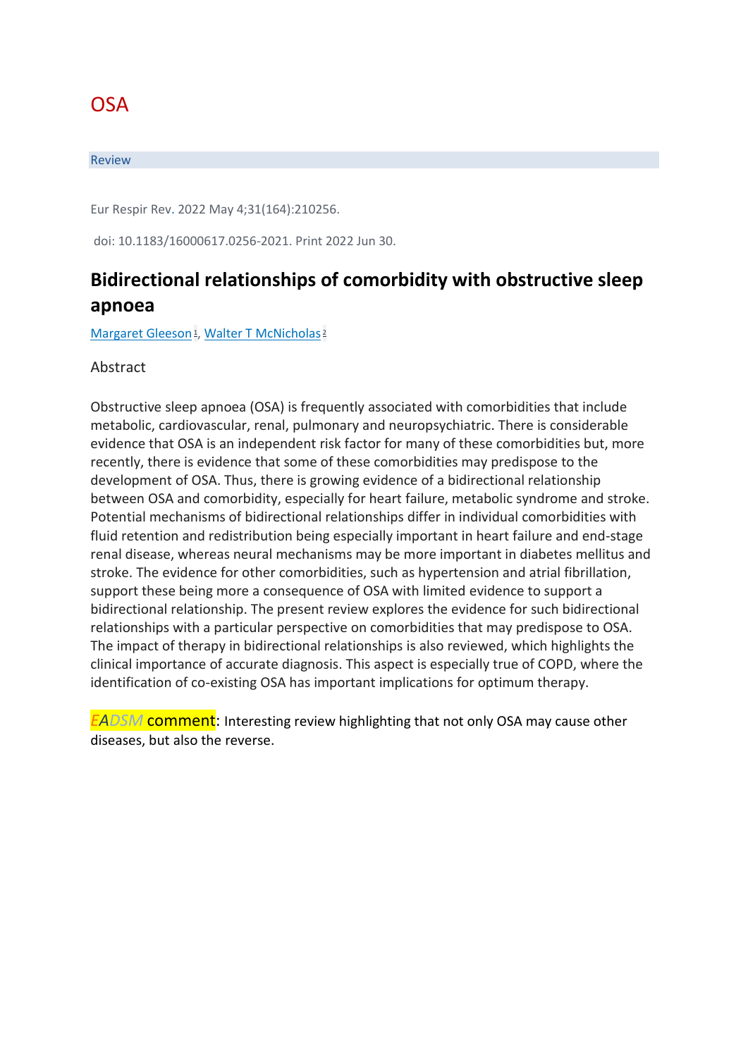# OSA

Review

Eur Respir Rev. 2022 May 4;31(164):210256.

doi: 10.1183/16000617.0256-2021. Print 2022 Jun 30.

## Bidirectional relationships of comorbidity with obstructive sleep apnoea

[Margaret Gleeson][1], [Walter T McNicholas][2]

### Abstract

Obstructive sleep apnoea (OSA) is frequently associated with comorbidities that include metabolic, cardiovascular, renal, pulmonary and neuropsychiatric. There is considerable evidence that OSA is an independent risk factor for many of these comorbidities but, more recently, there is evidence that some of these comorbidities may predispose to the development of OSA. Thus, there is growing evidence of a bidirectional relationship between OSA and comorbidity, especially for heart failure, metabolic syndrome and stroke. Potential mechanisms of bidirectional relationships differ in individual comorbidities with fluid retention and redistribution being especially important in heart failure and end-stage renal disease, whereas neural mechanisms may be more important in diabetes mellitus and stroke. The evidence for other comorbidities, such as hypertension and atrial fibrillation, support these being more a consequence of OSA with limited evidence to support a bidirectional relationship. The present review explores the evidence for such bidirectional relationships with a particular perspective on comorbidities that may predispose to OSA. The impact of therapy in bidirectional relationships is also reviewed, which highlights the clinical importance of accurate diagnosis. This aspect is especially true of COPD, where the identification of co-existing OSA has important implications for optimum therapy.

*EADSM* comment: Interesting review highlighting that not only OSA may cause other diseases, but also the reverse.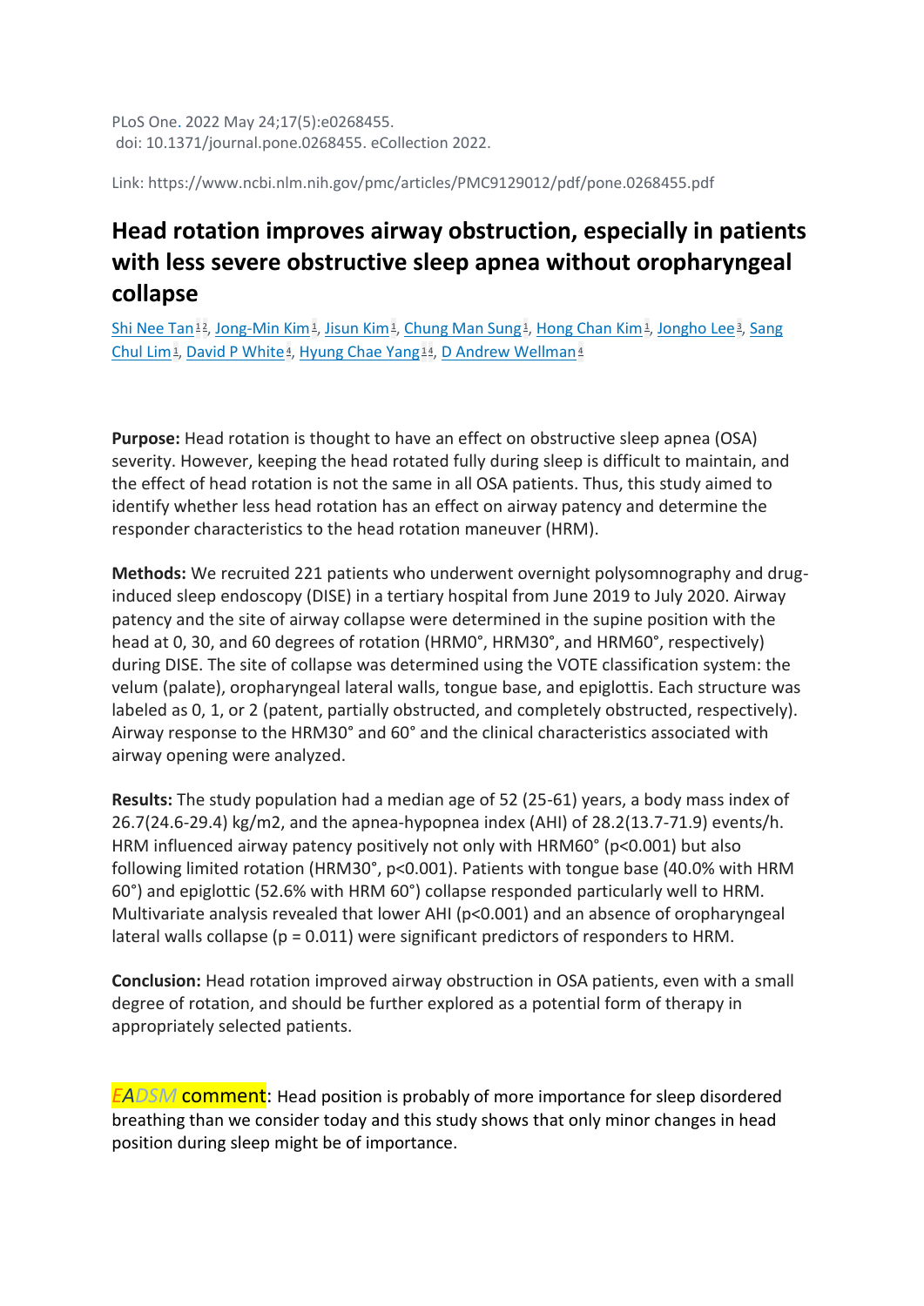PLoS One. 2022 May 24;17(5):e0268455.
doi: 10.1371/journal.pone.0268455. eCollection 2022.

Link: https://www.ncbi.nlm.nih.gov/pmc/articles/PMC9129012/pdf/pone.0268455.pdf

# Head rotation improves airway obstruction, especially in patients with less severe obstructive sleep apnea without oropharyngeal collapse

Shi Nee Tan[1,2], Jong-Min Kim[1], Jisun Kim[1], Chung Man Sung[1], Hong Chan Kim[1], Jongho Lee[3], Sang Chul Lim[1], David P White[4], Hyung Chae Yang[1,4], D Andrew Wellman[4]

**Purpose:** Head rotation is thought to have an effect on obstructive sleep apnea (OSA) severity. However, keeping the head rotated fully during sleep is difficult to maintain, and the effect of head rotation is not the same in all OSA patients. Thus, this study aimed to identify whether less head rotation has an effect on airway patency and determine the responder characteristics to the head rotation maneuver (HRM).

**Methods:** We recruited 221 patients who underwent overnight polysomnography and drug-induced sleep endoscopy (DISE) in a tertiary hospital from June 2019 to July 2020. Airway patency and the site of airway collapse were determined in the supine position with the head at 0, 30, and 60 degrees of rotation (HRM0°, HRM30°, and HRM60°, respectively) during DISE. The site of collapse was determined using the VOTE classification system: the velum (palate), oropharyngeal lateral walls, tongue base, and epiglottis. Each structure was labeled as 0, 1, or 2 (patent, partially obstructed, and completely obstructed, respectively). Airway response to the HRM30° and 60° and the clinical characteristics associated with airway opening were analyzed.

**Results:** The study population had a median age of 52 (25-61) years, a body mass index of 26.7(24.6-29.4) kg/m2, and the apnea-hypopnea index (AHI) of 28.2(13.7-71.9) events/h. HRM influenced airway patency positively not only with HRM60° ($p<0.001$) but also following limited rotation (HRM30°, $p<0.001$). Patients with tongue base (40.0% with HRM 60°) and epiglottic (52.6% with HRM 60°) collapse responded particularly well to HRM. Multivariate analysis revealed that lower AHI ($p<0.001$) and an absence of oropharyngeal lateral walls collapse ($p = 0.011$) were significant predictors of responders to HRM.

**Conclusion:** Head rotation improved airway obstruction in OSA patients, even with a small degree of rotation, and should be further explored as a potential form of therapy in appropriately selected patients.

EADSM comment: Head position is probably of more importance for sleep disordered breathing than we consider today and this study shows that only minor changes in head position during sleep might be of importance.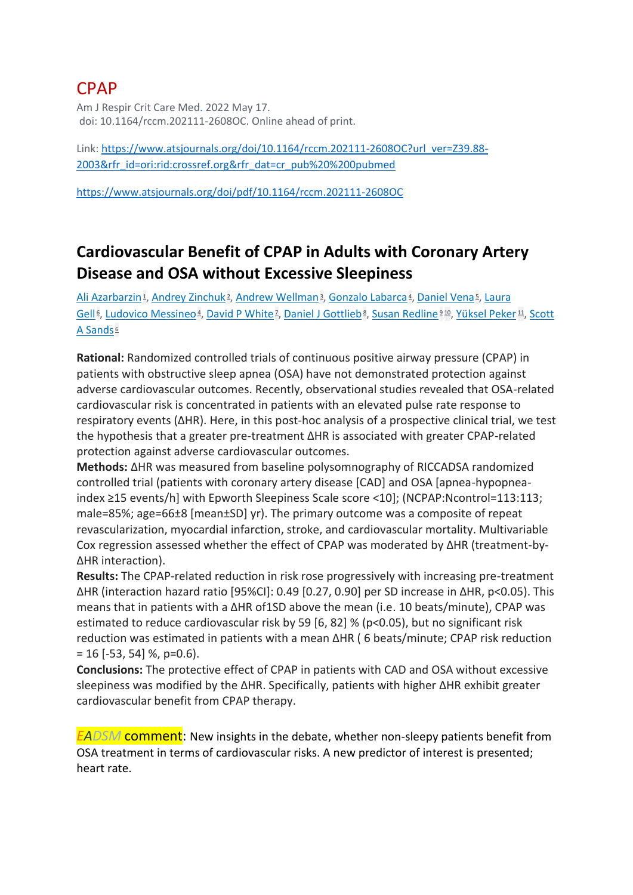# CPAP

Am J Respir Crit Care Med. 2022 May 17.
doi: 10.1164/rccm.202111-2608OC. Online ahead of print.

Link: https://www.atsjournals.org/doi/10.1164/rccm.202111-2608OC?url_ver=Z39.88-2003&rfr_id=ori:rid:crossref.org&rfr_dat=cr_pub%20%200pubmed

https://www.atsjournals.org/doi/pdf/10.1164/rccm.202111-2608OC

## Cardiovascular Benefit of CPAP in Adults with Coronary Artery Disease and OSA without Excessive Sleepiness

Ali Azarbarzin[1], Andrey Zinchuk[2], Andrew Wellman[3], Gonzalo Labarca[4], Daniel Vena[5], Laura Gell[6], Ludovico Messineo[4], David P White[7], Daniel J Gottlieb[8], Susan Redline[9,10], Yüksel Peker[11], Scott A Sands[6]

**Rational:** Randomized controlled trials of continuous positive airway pressure (CPAP) in patients with obstructive sleep apnea (OSA) have not demonstrated protection against adverse cardiovascular outcomes. Recently, observational studies revealed that OSA-related cardiovascular risk is concentrated in patients with an elevated pulse rate response to respiratory events (ΔHR). Here, in this post-hoc analysis of a prospective clinical trial, we test the hypothesis that a greater pre-treatment ΔHR is associated with greater CPAP-related protection against adverse cardiovascular outcomes.

**Methods:** ΔHR was measured from baseline polysomnography of RICCADSA randomized controlled trial (patients with coronary artery disease [CAD] and OSA [apnea-hypopnea-index ≥15 events/h] with Epworth Sleepiness Scale score <10]; (NCPAP:Ncontrol=113:113; male=85%; age=66±8 [mean±SD] yr). The primary outcome was a composite of repeat revascularization, myocardial infarction, stroke, and cardiovascular mortality. Multivariable Cox regression assessed whether the effect of CPAP was moderated by ΔHR (treatment-by-ΔHR interaction).

**Results:** The CPAP-related reduction in risk rose progressively with increasing pre-treatment ΔHR (interaction hazard ratio [95%CI]: 0.49 [0.27, 0.90] per SD increase in ΔHR, $p<0.05$). This means that in patients with a ΔHR of1SD above the mean (i.e. 10 beats/minute), CPAP was estimated to reduce cardiovascular risk by 59 [6, 82] % ($p<0.05$), but no significant risk reduction was estimated in patients with a mean ΔHR ( 6 beats/minute; CPAP risk reduction = 16 [-53, 54] %, $p=0.6$).

**Conclusions:** The protective effect of CPAP in patients with CAD and OSA without excessive sleepiness was modified by the ΔHR. Specifically, patients with higher ΔHR exhibit greater cardiovascular benefit from CPAP therapy.

*EADSM* comment: New insights in the debate, whether non-sleepy patients benefit from OSA treatment in terms of cardiovascular risks. A new predictor of interest is presented; heart rate.